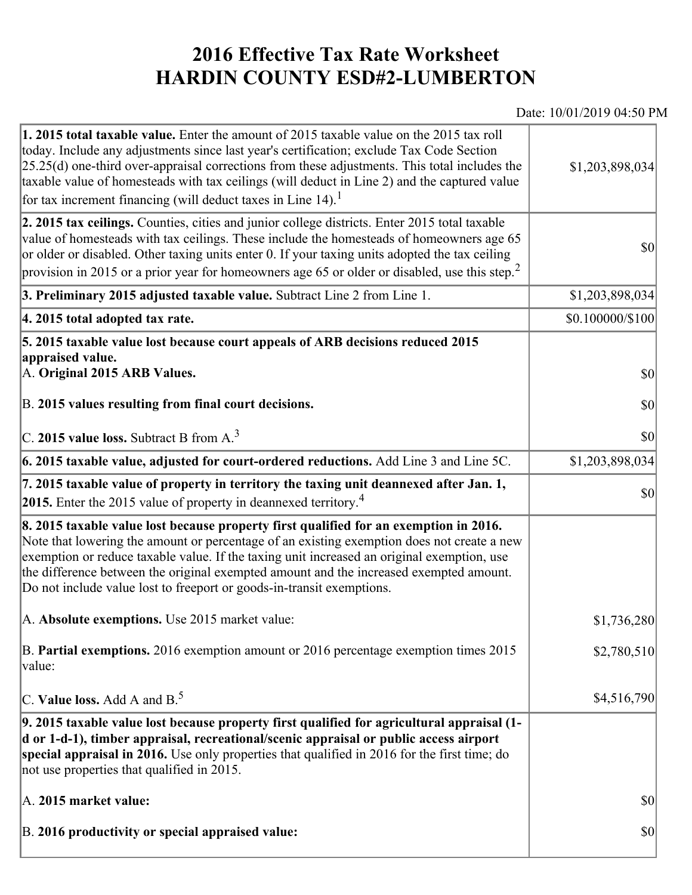# 2016 Effective Tax Rate Worksheet
# HARDIN COUNTY ESD#2-LUMBERTON

Date: 10/01/2019 04:50 PM

| | |
|---|---|
| **1. 2015 total taxable value.** Enter the amount of 2015 taxable value on the 2015 tax roll today. Include any adjustments since last year's certification; exclude Tax Code Section 25.25(d) one-third over-appraisal corrections from these adjustments. This total includes the taxable value of homesteads with tax ceilings (will deduct in Line 2) and the captured value for tax increment financing (will deduct taxes in Line 14).[1] | $1,203,898,034 |
| **2. 2015 tax ceilings.** Counties, cities and junior college districts. Enter 2015 total taxable value of homesteads with tax ceilings. These include the homesteads of homeowners age 65 or older or disabled. Other taxing units enter 0. If your taxing units adopted the tax ceiling provision in 2015 or a prior year for homeowners age 65 or older or disabled, use this step.[2] | $0 |
| **3. Preliminary 2015 adjusted taxable value.** Subtract Line 2 from Line 1. | $1,203,898,034 |
| **4. 2015 total adopted tax rate.** | $0.100000/$100 |
| **5. 2015 taxable value lost because court appeals of ARB decisions reduced 2015 appraised value.**<br>A. **Original 2015 ARB Values.**<br>B. **2015 values resulting from final court decisions.**<br>C. **2015 value loss.** Subtract B from A.[3] | <br>$0<br>$0<br>$0 |
| **6. 2015 taxable value, adjusted for court-ordered reductions.** Add Line 3 and Line 5C. | $1,203,898,034 |
| **7. 2015 taxable value of property in territory the taxing unit deannexed after Jan. 1, 2015.** Enter the 2015 value of property in deannexed territory.[4] | $0 |
| **8. 2015 taxable value lost because property first qualified for an exemption in 2016.** Note that lowering the amount or percentage of an existing exemption does not create a new exemption or reduce taxable value. If the taxing unit increased an original exemption, use the difference between the original exempted amount and the increased exempted amount. Do not include value lost to freeport or goods-in-transit exemptions.<br>A. **Absolute exemptions.** Use 2015 market value:<br>B. **Partial exemptions.** 2016 exemption amount or 2016 percentage exemption times 2015 value:<br>C. **Value loss.** Add A and B.[5] | <br>$1,736,280<br>$2,780,510<br>$4,516,790 |
| **9. 2015 taxable value lost because property first qualified for agricultural appraisal (1-d or 1-d-1), timber appraisal, recreational/scenic appraisal or public access airport special appraisal in 2016.** Use only properties that qualified in 2016 for the first time; do not use properties that qualified in 2015.<br>A. **2015 market value:**<br>B. **2016 productivity or special appraised value:** | <br>$0<br>$0 |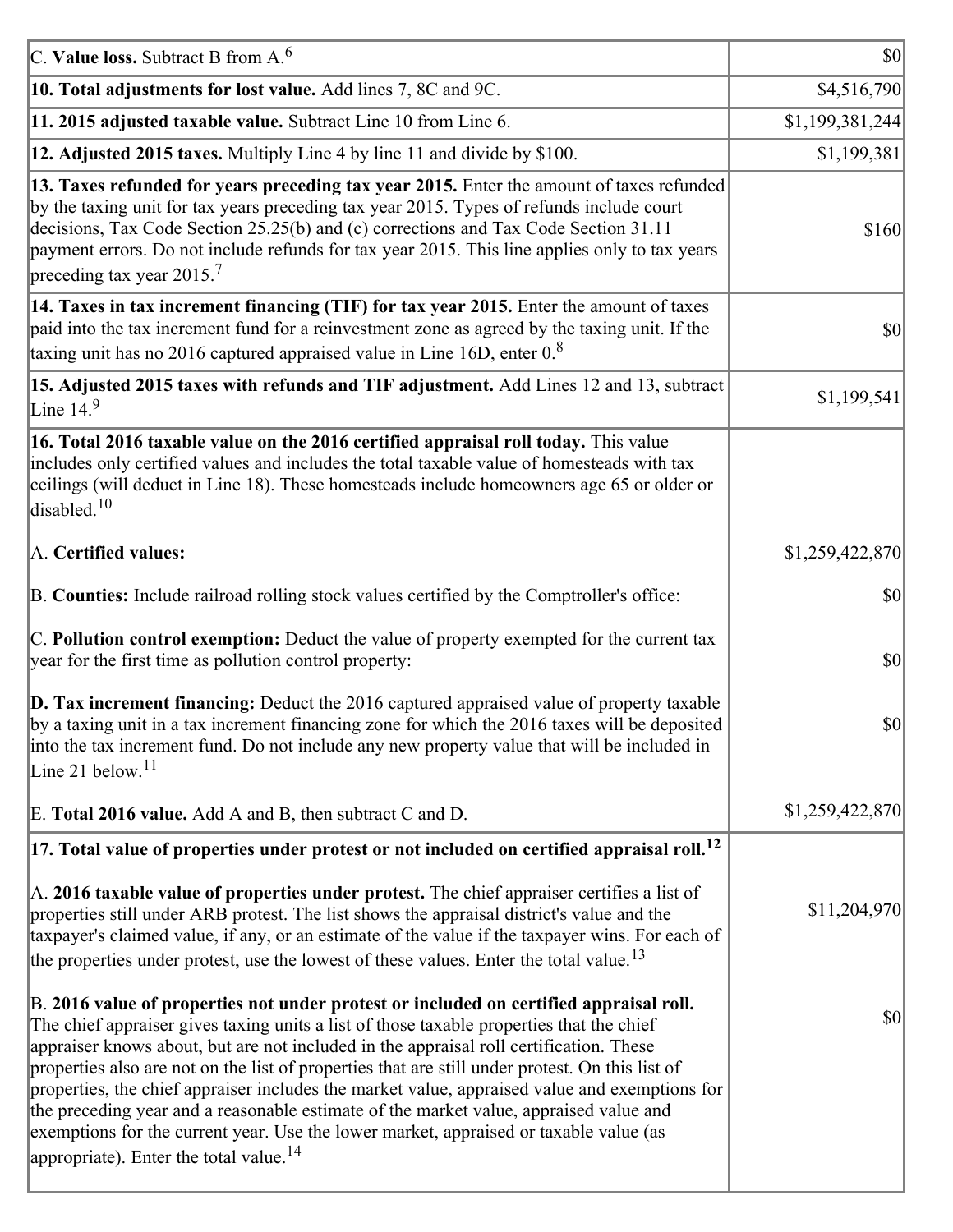| | |
|---|---|
| C. **Value loss.** Subtract B from A.[6] | $0 |
| **10. Total adjustments for lost value.** Add lines 7, 8C and 9C. | $4,516,790 |
| **11. 2015 adjusted taxable value.** Subtract Line 10 from Line 6. | $1,199,381,244 |
| **12. Adjusted 2015 taxes.** Multiply Line 4 by line 11 and divide by $100. | $1,199,381 |
| **13. Taxes refunded for years preceding tax year 2015.** Enter the amount of taxes refunded by the taxing unit for tax years preceding tax year 2015. Types of refunds include court decisions, Tax Code Section 25.25(b) and (c) corrections and Tax Code Section 31.11 payment errors. Do not include refunds for tax year 2015. This line applies only to tax years preceding tax year 2015.[7] | $160 |
| **14. Taxes in tax increment financing (TIF) for tax year 2015.** Enter the amount of taxes paid into the tax increment fund for a reinvestment zone as agreed by the taxing unit. If the taxing unit has no 2016 captured appraised value in Line 16D, enter 0.[8] | $0 |
| **15. Adjusted 2015 taxes with refunds and TIF adjustment.** Add Lines 12 and 13, subtract Line 14.[9] | $1,199,541 |
| **16. Total 2016 taxable value on the 2016 certified appraisal roll today.** This value includes only certified values and includes the total taxable value of homesteads with tax ceilings (will deduct in Line 18). These homesteads include homeowners age 65 or older or disabled.[10] | |
| A. **Certified values:** | $1,259,422,870 |
| B. **Counties:** Include railroad rolling stock values certified by the Comptroller's office: | $0 |
| C. **Pollution control exemption:** Deduct the value of property exempted for the current tax year for the first time as pollution control property: | $0 |
| **D. Tax increment financing:** Deduct the 2016 captured appraised value of property taxable by a taxing unit in a tax increment financing zone for which the 2016 taxes will be deposited into the tax increment fund. Do not include any new property value that will be included in Line 21 below.[11] | $0 |
| E. **Total 2016 value.** Add A and B, then subtract C and D. | $1,259,422,870 |
| **17. Total value of properties under protest or not included on certified appraisal roll.**[12] | |
| A. **2016 taxable value of properties under protest.** The chief appraiser certifies a list of properties still under ARB protest. The list shows the appraisal district's value and the taxpayer's claimed value, if any, or an estimate of the value if the taxpayer wins. For each of the properties under protest, use the lowest of these values. Enter the total value.[13] | $11,204,970 |
| B. **2016 value of properties not under protest or included on certified appraisal roll.** The chief appraiser gives taxing units a list of those taxable properties that the chief appraiser knows about, but are not included in the appraisal roll certification. These properties also are not on the list of properties that are still under protest. On this list of properties, the chief appraiser includes the market value, appraised value and exemptions for the preceding year and a reasonable estimate of the market value, appraised value and exemptions for the current year. Use the lower market, appraised or taxable value (as appropriate). Enter the total value.[14] | $0 |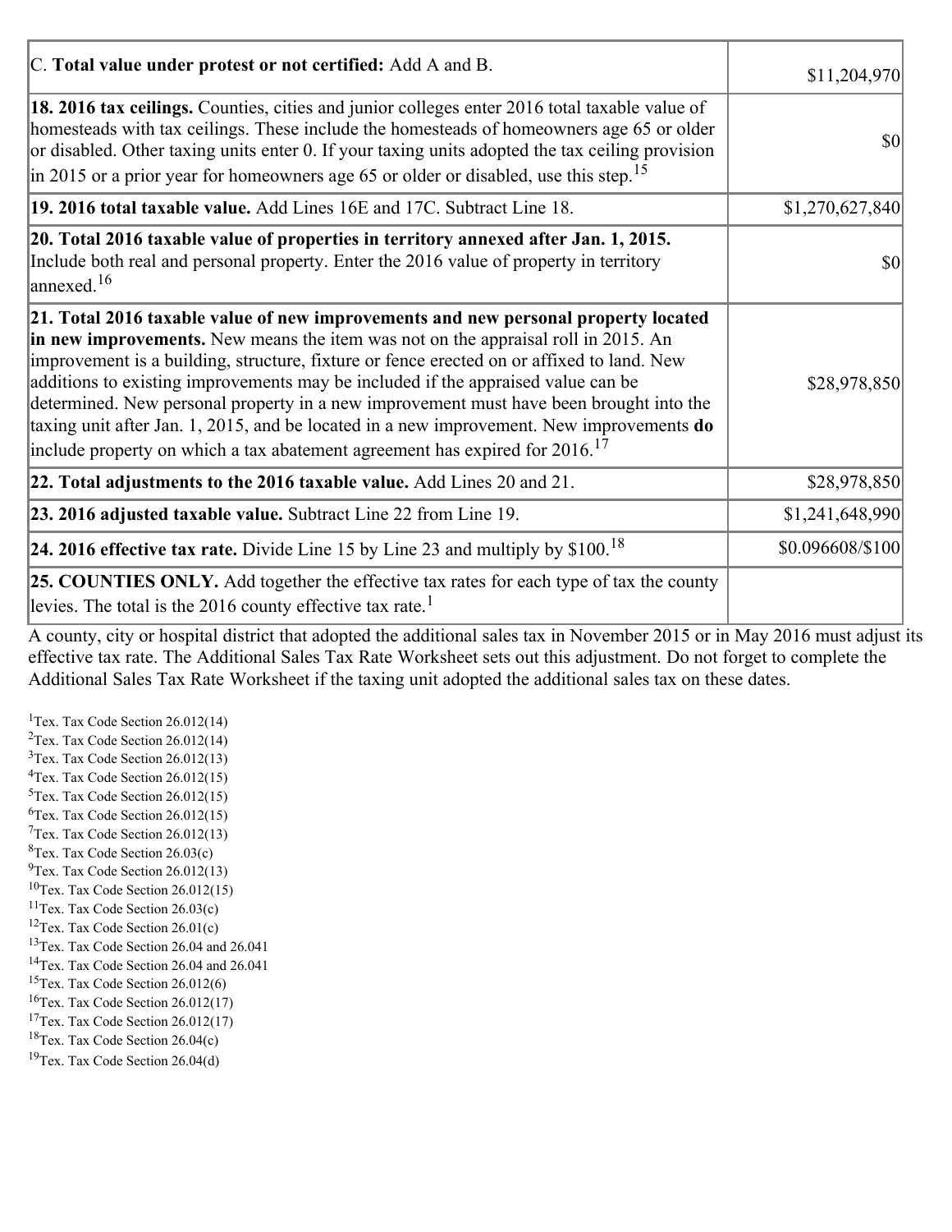| | |
|---|---|
| C. **Total value under protest or not certified:** Add A and B. | $11,204,970 |
| **18. 2016 tax ceilings.** Counties, cities and junior colleges enter 2016 total taxable value of homesteads with tax ceilings. These include the homesteads of homeowners age 65 or older or disabled. Other taxing units enter 0. If your taxing units adopted the tax ceiling provision in 2015 or a prior year for homeowners age 65 or older or disabled, use this step.[15] | $0 |
| **19. 2016 total taxable value.** Add Lines 16E and 17C. Subtract Line 18. | $1,270,627,840 |
| **20. Total 2016 taxable value of properties in territory annexed after Jan. 1, 2015.** Include both real and personal property. Enter the 2016 value of property in territory annexed.[16] | $0 |
| **21. Total 2016 taxable value of new improvements and new personal property located in new improvements.** New means the item was not on the appraisal roll in 2015. An improvement is a building, structure, fixture or fence erected on or affixed to land. New additions to existing improvements may be included if the appraised value can be determined. New personal property in a new improvement must have been brought into the taxing unit after Jan. 1, 2015, and be located in a new improvement. New improvements **do** include property on which a tax abatement agreement has expired for 2016.[17] | $28,978,850 |
| **22. Total adjustments to the 2016 taxable value.** Add Lines 20 and 21. | $28,978,850 |
| **23. 2016 adjusted taxable value.** Subtract Line 22 from Line 19. | $1,241,648,990 |
| **24. 2016 effective tax rate.** Divide Line 15 by Line 23 and multiply by $100.[18] | $0.096608/$100 |
| **25. COUNTIES ONLY.** Add together the effective tax rates for each type of tax the county levies. The total is the 2016 county effective tax rate.[1] | |

A county, city or hospital district that adopted the additional sales tax in November 2015 or in May 2016 must adjust its effective tax rate. The Additional Sales Tax Rate Worksheet sets out this adjustment. Do not forget to complete the Additional Sales Tax Rate Worksheet if the taxing unit adopted the additional sales tax on these dates.

[1]Tex. Tax Code Section 26.012(14)
[2]Tex. Tax Code Section 26.012(14)
[3]Tex. Tax Code Section 26.012(13)
[4]Tex. Tax Code Section 26.012(15)
[5]Tex. Tax Code Section 26.012(15)
[6]Tex. Tax Code Section 26.012(15)
[7]Tex. Tax Code Section 26.012(13)
[8]Tex. Tax Code Section 26.03(c)
[9]Tex. Tax Code Section 26.012(13)
[10]Tex. Tax Code Section 26.012(15)
[11]Tex. Tax Code Section 26.03(c)
[12]Tex. Tax Code Section 26.01(c)
[13]Tex. Tax Code Section 26.04 and 26.041
[14]Tex. Tax Code Section 26.04 and 26.041
[15]Tex. Tax Code Section 26.012(6)
[16]Tex. Tax Code Section 26.012(17)
[17]Tex. Tax Code Section 26.012(17)
[18]Tex. Tax Code Section 26.04(c)
[19]Tex. Tax Code Section 26.04(d)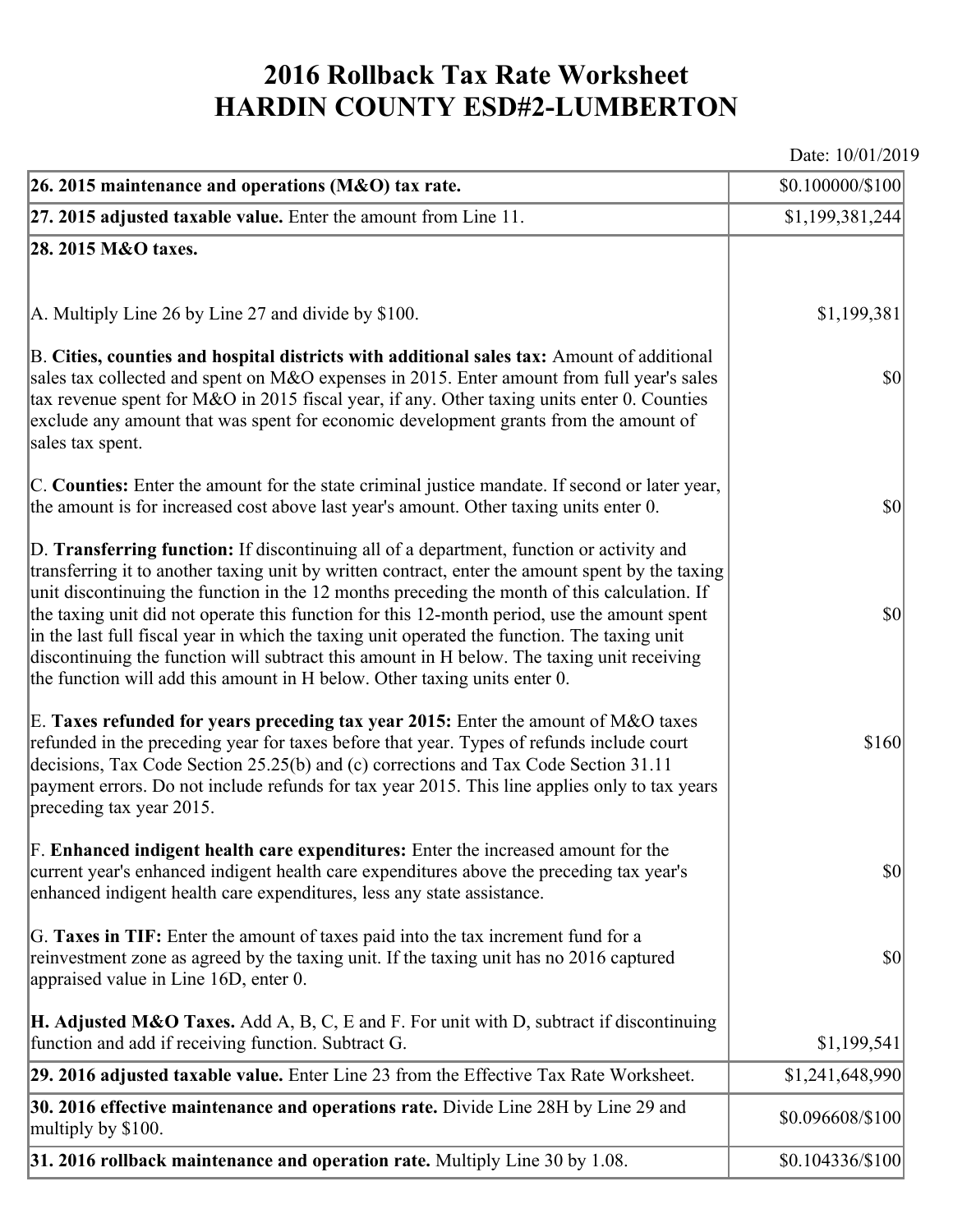# 2016 Rollback Tax Rate Worksheet
# HARDIN COUNTY ESD#2-LUMBERTON

Date: 10/01/2019

| | |
|---|---|
| **26. 2015 maintenance and operations (M&O) tax rate.** | $0.100000/$100 |
| **27. 2015 adjusted taxable value.** Enter the amount from Line 11. | $1,199,381,244 |
| **28. 2015 M&O taxes.** | |
| A. Multiply Line 26 by Line 27 and divide by $100. | $1,199,381 |
| B. **Cities, counties and hospital districts with additional sales tax:** Amount of additional sales tax collected and spent on M&O expenses in 2015. Enter amount from full year's sales tax revenue spent for M&O in 2015 fiscal year, if any. Other taxing units enter 0. Counties exclude any amount that was spent for economic development grants from the amount of sales tax spent. | $0 |
| C. **Counties:** Enter the amount for the state criminal justice mandate. If second or later year, the amount is for increased cost above last year's amount. Other taxing units enter 0. | $0 |
| D. **Transferring function:** If discontinuing all of a department, function or activity and transferring it to another taxing unit by written contract, enter the amount spent by the taxing unit discontinuing the function in the 12 months preceding the month of this calculation. If the taxing unit did not operate this function for this 12-month period, use the amount spent in the last full fiscal year in which the taxing unit operated the function. The taxing unit discontinuing the function will subtract this amount in H below. The taxing unit receiving the function will add this amount in H below. Other taxing units enter 0. | $0 |
| E. **Taxes refunded for years preceding tax year 2015:** Enter the amount of M&O taxes refunded in the preceding year for taxes before that year. Types of refunds include court decisions, Tax Code Section 25.25(b) and (c) corrections and Tax Code Section 31.11 payment errors. Do not include refunds for tax year 2015. This line applies only to tax years preceding tax year 2015. | $160 |
| F. **Enhanced indigent health care expenditures:** Enter the increased amount for the current year's enhanced indigent health care expenditures above the preceding tax year's enhanced indigent health care expenditures, less any state assistance. | $0 |
| G. **Taxes in TIF:** Enter the amount of taxes paid into the tax increment fund for a reinvestment zone as agreed by the taxing unit. If the taxing unit has no 2016 captured appraised value in Line 16D, enter 0. | $0 |
| **H. Adjusted M&O Taxes.** Add A, B, C, E and F. For unit with D, subtract if discontinuing function and add if receiving function. Subtract G. | $1,199,541 |
| **29. 2016 adjusted taxable value.** Enter Line 23 from the Effective Tax Rate Worksheet. | $1,241,648,990 |
| **30. 2016 effective maintenance and operations rate.** Divide Line 28H by Line 29 and multiply by $100. | $0.096608/$100 |
| **31. 2016 rollback maintenance and operation rate.** Multiply Line 30 by 1.08. | $0.104336/$100 |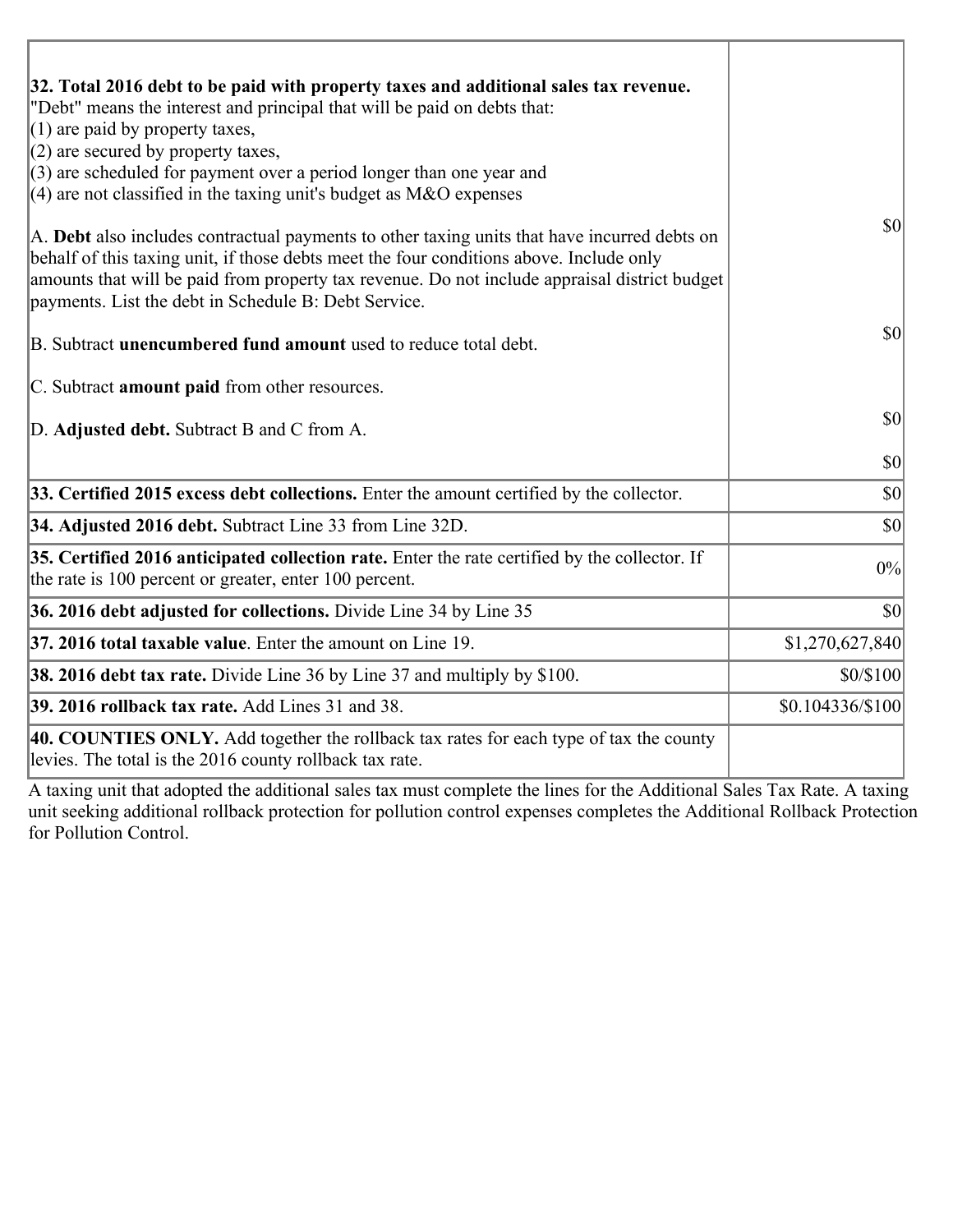| | |
|---|---|
| **32. Total 2016 debt to be paid with property taxes and additional sales tax revenue.**<br>"Debt" means the interest and principal that will be paid on debts that:<br>(1) are paid by property taxes,<br>(2) are secured by property taxes,<br>(3) are scheduled for payment over a period longer than one year and<br>(4) are not classified in the taxing unit's budget as M&O expenses<br><br>A. **Debt** also includes contractual payments to other taxing units that have incurred debts on behalf of this taxing unit, if those debts meet the four conditions above. Include only amounts that will be paid from property tax revenue. Do not include appraisal district budget payments. List the debt in Schedule B: Debt Service.<br><br>B. Subtract **unencumbered fund amount** used to reduce total debt.<br><br>C. Subtract **amount paid** from other resources.<br><br>D. **Adjusted debt.** Subtract B and C from A. | $0<br><br>$0<br><br>$0<br><br>$0 |
| **33. Certified 2015 excess debt collections.** Enter the amount certified by the collector. | $0 |
| **34. Adjusted 2016 debt.** Subtract Line 33 from Line 32D. | $0 |
| **35. Certified 2016 anticipated collection rate.** Enter the rate certified by the collector. If the rate is 100 percent or greater, enter 100 percent. | 0% |
| **36. 2016 debt adjusted for collections.** Divide Line 34 by Line 35 | $0 |
| **37. 2016 total taxable value**. Enter the amount on Line 19. | $1,270,627,840 |
| **38. 2016 debt tax rate.** Divide Line 36 by Line 37 and multiply by $100. | $0/$100 |
| **39. 2016 rollback tax rate.** Add Lines 31 and 38. | $0.104336/$100 |
| **40. COUNTIES ONLY.** Add together the rollback tax rates for each type of tax the county levies. The total is the 2016 county rollback tax rate. | |

A taxing unit that adopted the additional sales tax must complete the lines for the Additional Sales Tax Rate. A taxing unit seeking additional rollback protection for pollution control expenses completes the Additional Rollback Protection for Pollution Control.